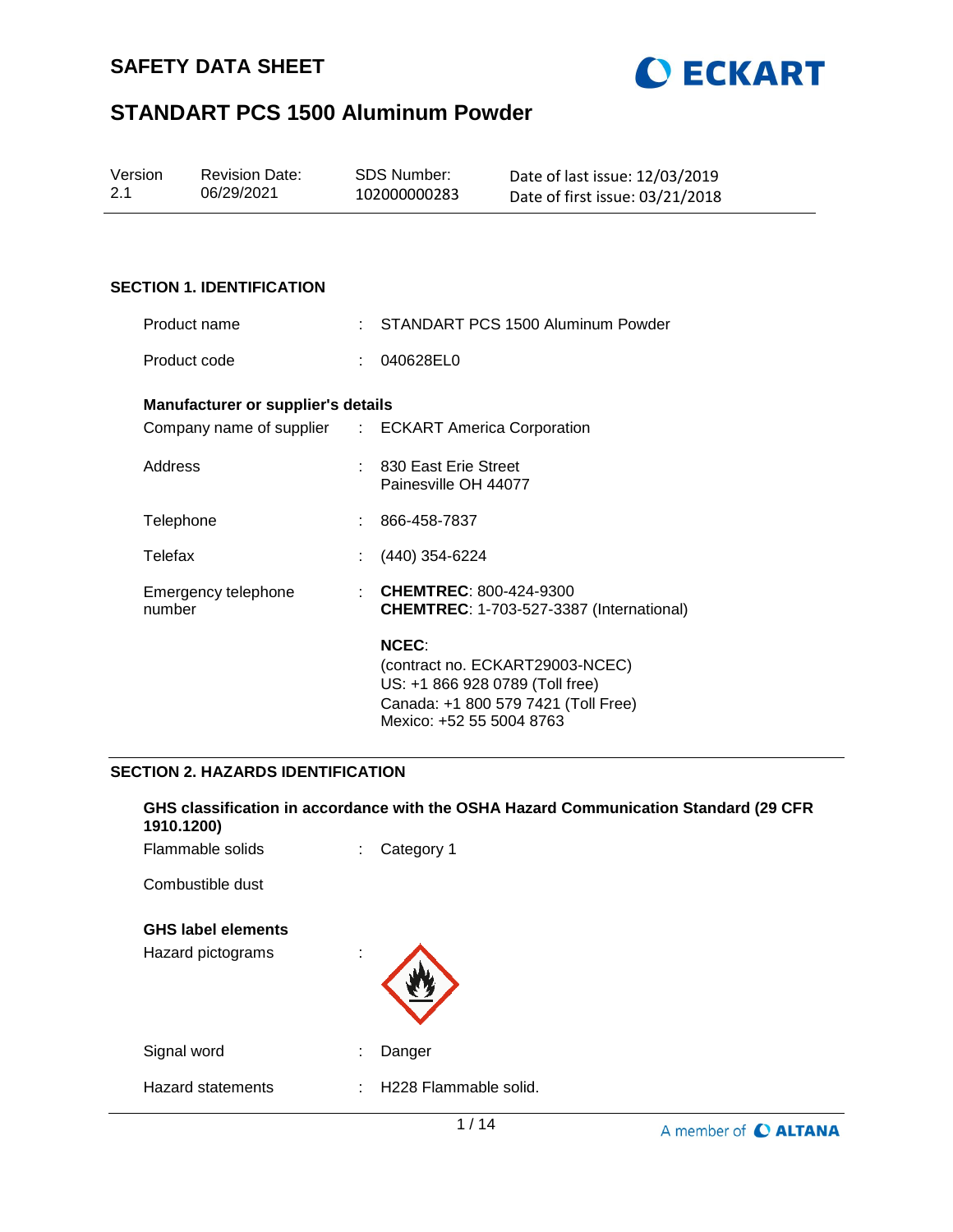# SAFETY DATA SHEET

# STANDART PCS 1500 Aluminum Powder

| Version | Revision Date: | SDS Number: | Date of last issue: 12/03/2019 |
| --- | --- | --- | --- |
| 2.1 | 06/29/2021 | 102000000283 | Date of first issue: 03/21/2018 |

## SECTION 1. IDENTIFICATION

Product name : STANDART PCS 1500 Aluminum Powder

Product code : 040628EL0

**Manufacturer or supplier's details**

Company name of supplier : ECKART America Corporation

Address : 830 East Erie Street
Painesville OH 44077

Telephone : 866-458-7837

Telefax : (440) 354-6224

Emergency telephone number : **CHEMTREC**: 800-424-9300
**CHEMTREC**: 1-703-527-3387 (International)

**NCEC**:
(contract no. ECKART29003-NCEC)
US: +1 866 928 0789 (Toll free)
Canada: +1 800 579 7421 (Toll Free)
Mexico: +52 55 5004 8763

## SECTION 2. HAZARDS IDENTIFICATION

**GHS classification in accordance with the OSHA Hazard Communication Standard (29 CFR 1910.1200)**

Flammable solids : Category 1

Combustible dust

**GHS label elements**

Hazard pictograms :

Signal word : Danger

Hazard statements : H228 Flammable solid.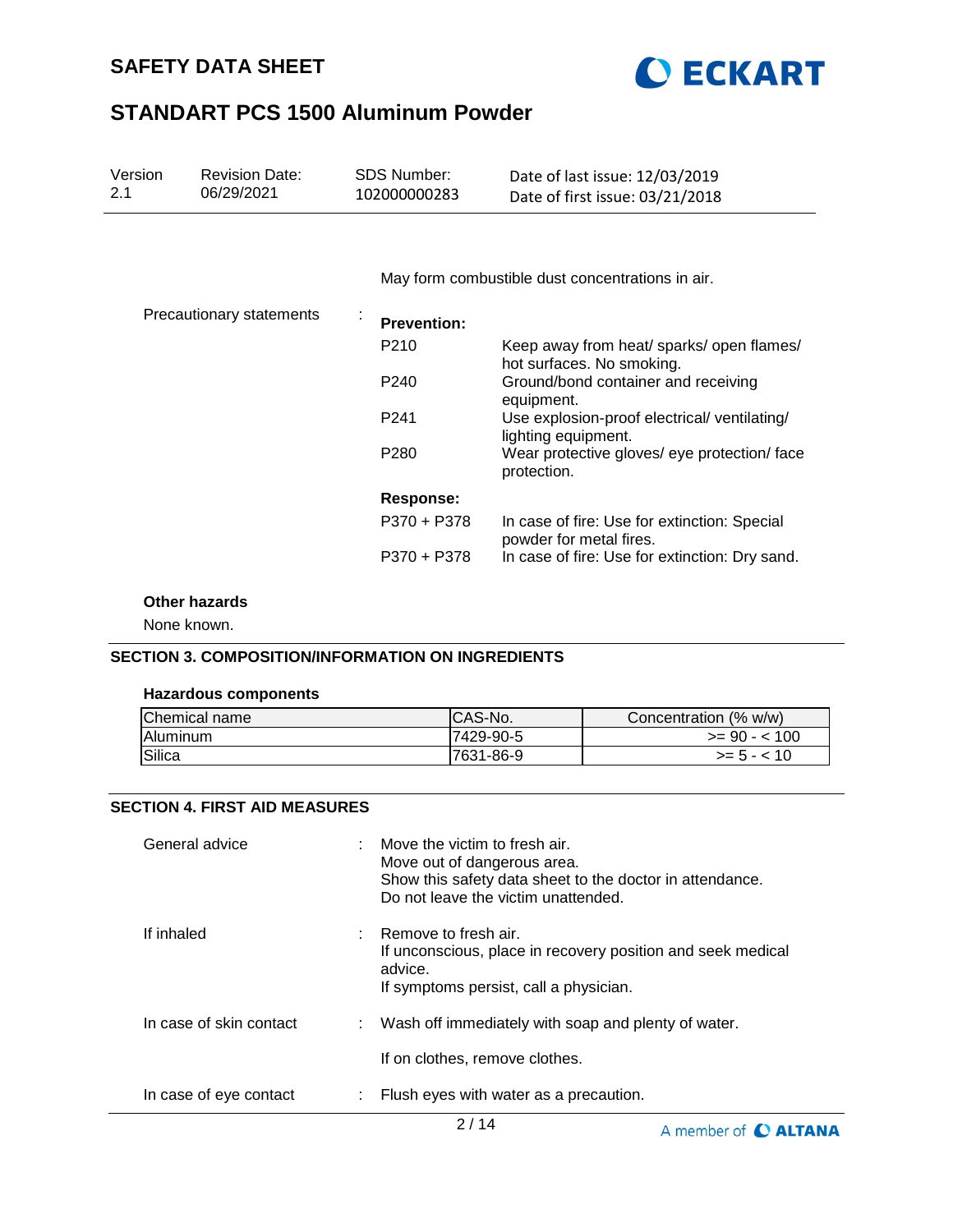May form combustible dust concentrations in air.

Precautionary statements :

**Prevention:**

| | |
|---|---|
| P210 | Keep away from heat/ sparks/ open flames/ hot surfaces. No smoking. |
| P240 | Ground/bond container and receiving equipment. |
| P241 | Use explosion-proof electrical/ ventilating/ lighting equipment. |
| P280 | Wear protective gloves/ eye protection/ face protection. |

**Response:**

| | |
|---|---|
| P370 + P378 | In case of fire: Use for extinction: Special powder for metal fires. |
| P370 + P378 | In case of fire: Use for extinction: Dry sand. |

**Other hazards**

None known.

## SECTION 3. COMPOSITION/INFORMATION ON INGREDIENTS

**Hazardous components**

| Chemical name | CAS-No. | Concentration (% w/w) |
|---|---|---|
| Aluminum | 7429-90-5 | >= 90 - < 100 |
| Silica | 7631-86-9 | >= 5 - < 10 |

## SECTION 4. FIRST AID MEASURES

General advice : Move the victim to fresh air.
Move out of dangerous area.
Show this safety data sheet to the doctor in attendance.
Do not leave the victim unattended.

If inhaled : Remove to fresh air.
If unconscious, place in recovery position and seek medical advice.
If symptoms persist, call a physician.

In case of skin contact : Wash off immediately with soap and plenty of water.

If on clothes, remove clothes.

In case of eye contact : Flush eyes with water as a precaution.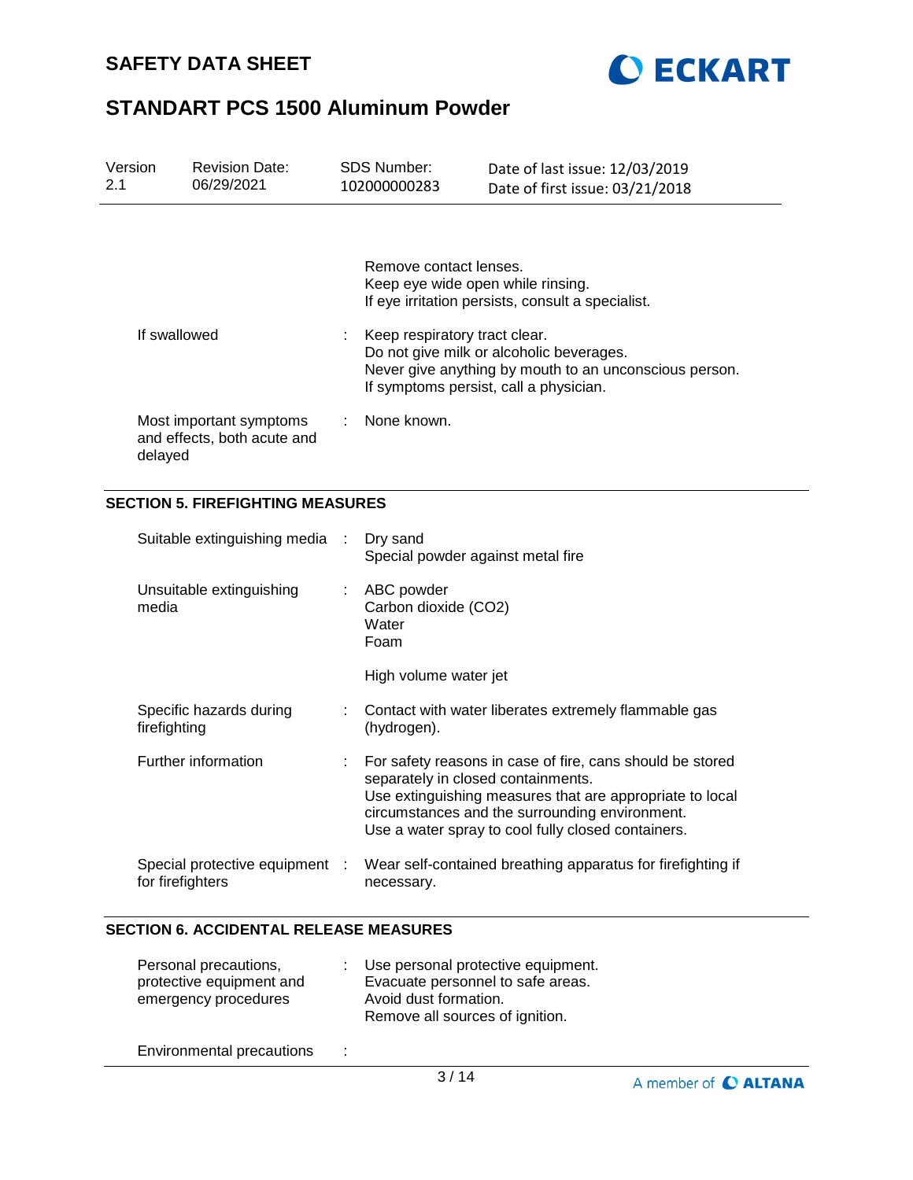Remove contact lenses.
Keep eye wide open while rinsing.
If eye irritation persists, consult a specialist.

| | | |
|---|---|---|
| If swallowed | : | Keep respiratory tract clear.<br>Do not give milk or alcoholic beverages.<br>Never give anything by mouth to an unconscious person.<br>If symptoms persist, call a physician. |
| Most important symptoms and effects, both acute and delayed | : | None known. |

## SECTION 5. FIREFIGHTING MEASURES

| | | |
|---|---|---|
| Suitable extinguishing media | : | Dry sand<br>Special powder against metal fire |
| Unsuitable extinguishing media | : | ABC powder<br>Carbon dioxide ($CO_2$)<br>Water<br>Foam<br><br>High volume water jet |
| Specific hazards during firefighting | : | Contact with water liberates extremely flammable gas (hydrogen). |
| Further information | : | For safety reasons in case of fire, cans should be stored separately in closed containments.<br>Use extinguishing measures that are appropriate to local circumstances and the surrounding environment.<br>Use a water spray to cool fully closed containers. |
| Special protective equipment for firefighters | : | Wear self-contained breathing apparatus for firefighting if necessary. |

## SECTION 6. ACCIDENTAL RELEASE MEASURES

| | | |
|---|---|---|
| Personal precautions, protective equipment and emergency procedures | : | Use personal protective equipment.<br>Evacuate personnel to safe areas.<br>Avoid dust formation.<br>Remove all sources of ignition. |
| Environmental precautions | : | |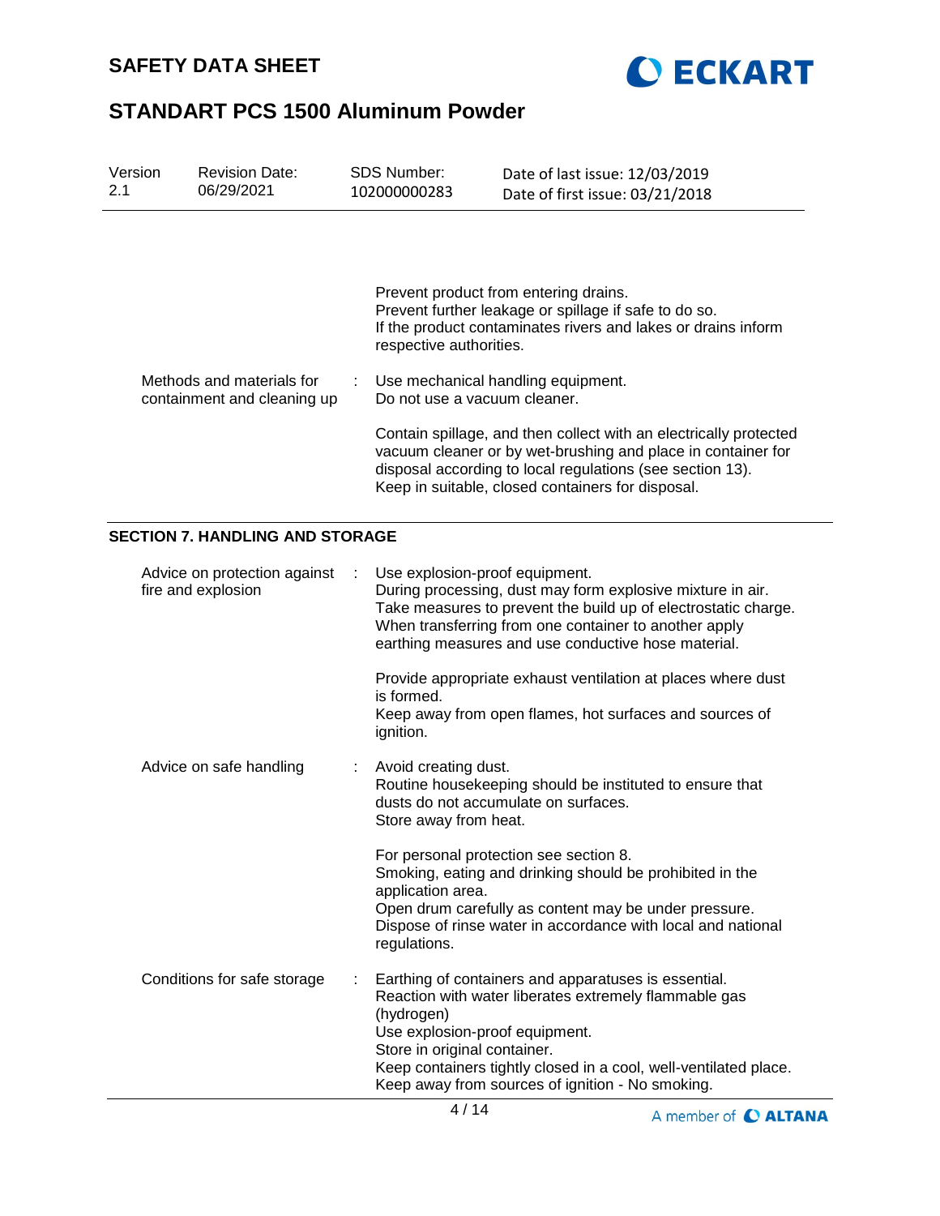Prevent product from entering drains.
Prevent further leakage or spillage if safe to do so.
If the product contaminates rivers and lakes or drains inform respective authorities.

| | | |
|---|---|---|
| Methods and materials for containment and cleaning up | : | Use mechanical handling equipment.<br>Do not use a vacuum cleaner.<br><br>Contain spillage, and then collect with an electrically protected vacuum cleaner or by wet-brushing and place in container for disposal according to local regulations (see section 13).<br>Keep in suitable, closed containers for disposal. |

## SECTION 7. HANDLING AND STORAGE

| | | |
|---|---|---|
| Advice on protection against fire and explosion | : | Use explosion-proof equipment.<br>During processing, dust may form explosive mixture in air.<br>Take measures to prevent the build up of electrostatic charge.<br>When transferring from one container to another apply earthing measures and use conductive hose material.<br><br>Provide appropriate exhaust ventilation at places where dust is formed.<br>Keep away from open flames, hot surfaces and sources of ignition. |
| Advice on safe handling | : | Avoid creating dust.<br>Routine housekeeping should be instituted to ensure that dusts do not accumulate on surfaces.<br>Store away from heat.<br><br>For personal protection see section 8.<br>Smoking, eating and drinking should be prohibited in the application area.<br>Open drum carefully as content may be under pressure.<br>Dispose of rinse water in accordance with local and national regulations. |
| Conditions for safe storage | : | Earthing of containers and apparatuses is essential.<br>Reaction with water liberates extremely flammable gas (hydrogen)<br>Use explosion-proof equipment.<br>Store in original container.<br>Keep containers tightly closed in a cool, well-ventilated place.<br>Keep away from sources of ignition - No smoking. |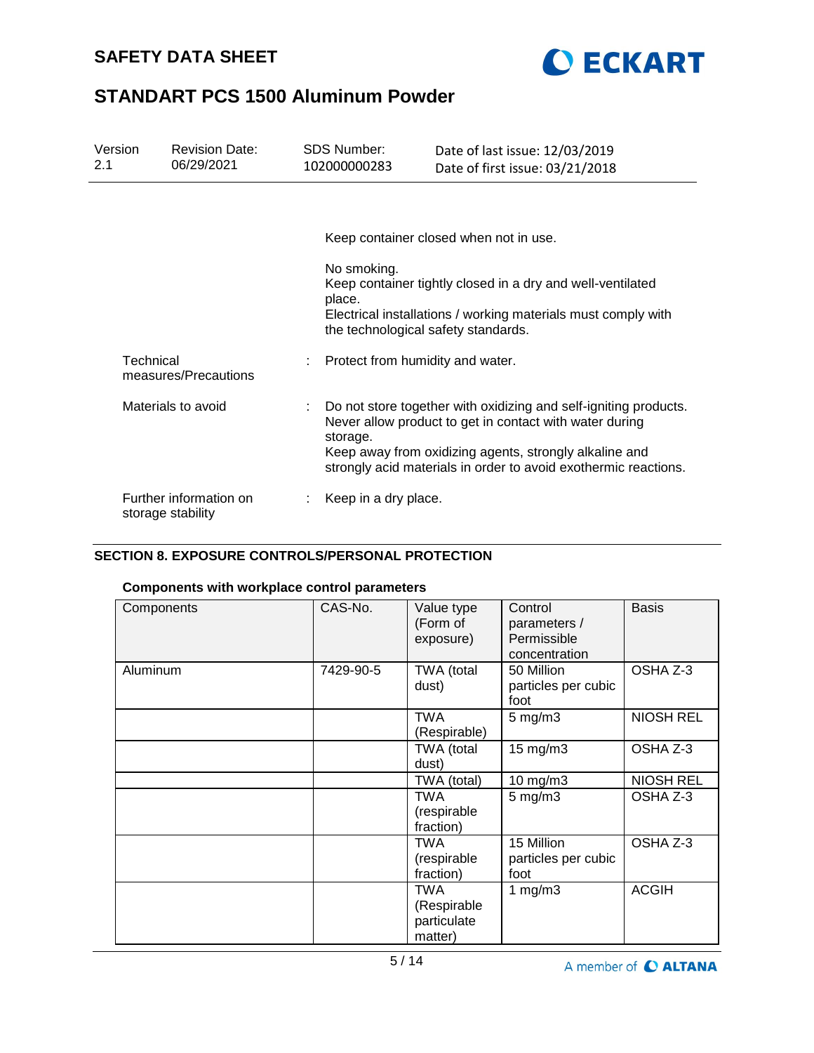Keep container closed when not in use.

No smoking.
Keep container tightly closed in a dry and well-ventilated place.
Electrical installations / working materials must comply with the technological safety standards.

Technical measures/Precautions : Protect from humidity and water.

Materials to avoid : Do not store together with oxidizing and self-igniting products. Never allow product to get in contact with water during storage.
Keep away from oxidizing agents, strongly alkaline and strongly acid materials in order to avoid exothermic reactions.

Further information on storage stability : Keep in a dry place.

## SECTION 8. EXPOSURE CONTROLS/PERSONAL PROTECTION

### Components with workplace control parameters

| Components | CAS-No. | Value type (Form of exposure) | Control parameters / Permissible concentration | Basis |
|---|---|---|---|---|
| Aluminum | 7429-90-5 | TWA (total dust) | 50 Million particles per cubic foot | OSHA Z-3 |
| | | TWA (Respirable) | 5 mg/m3 | NIOSH REL |
| | | TWA (total dust) | 15 mg/m3 | OSHA Z-3 |
| | | TWA (total) | 10 mg/m3 | NIOSH REL |
| | | TWA (respirable fraction) | 5 mg/m3 | OSHA Z-3 |
| | | TWA (respirable fraction) | 15 Million particles per cubic foot | OSHA Z-3 |
| | | TWA (Respirable particulate matter) | 1 mg/m3 | ACGIH |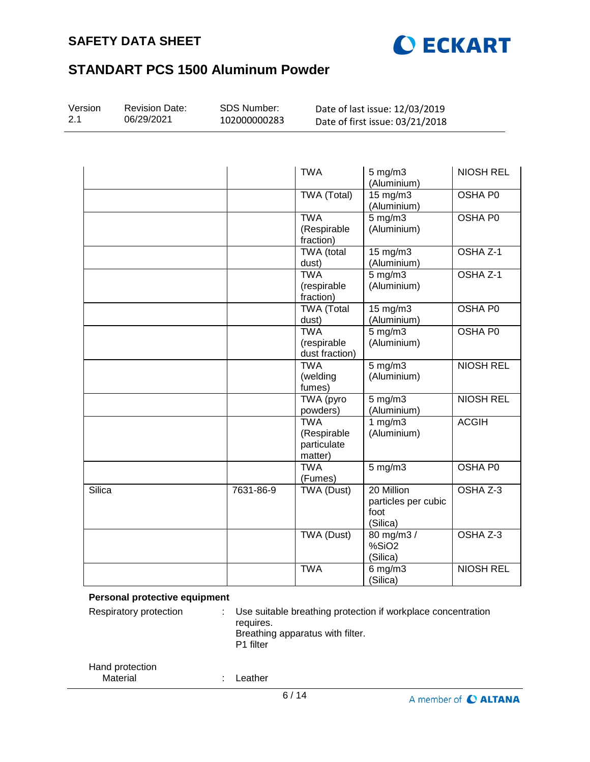| | | | | |
|---|---|---|---|---|
| | | TWA | 5 mg/m3 (Aluminium) | NIOSH REL |
| | | TWA (Total) | 15 mg/m3 (Aluminium) | OSHA P0 |
| | | TWA (Respirable fraction) | 5 mg/m3 (Aluminium) | OSHA P0 |
| | | TWA (total dust) | 15 mg/m3 (Aluminium) | OSHA Z-1 |
| | | TWA (respirable fraction) | 5 mg/m3 (Aluminium) | OSHA Z-1 |
| | | TWA (Total dust) | 15 mg/m3 (Aluminium) | OSHA P0 |
| | | TWA (respirable dust fraction) | 5 mg/m3 (Aluminium) | OSHA P0 |
| | | TWA (welding fumes) | 5 mg/m3 (Aluminium) | NIOSH REL |
| | | TWA (pyro powders) | 5 mg/m3 (Aluminium) | NIOSH REL |
| | | TWA (Respirable particulate matter) | 1 mg/m3 (Aluminium) | ACGIH |
| | | TWA (Fumes) | 5 mg/m3 | OSHA P0 |
| Silica | 7631-86-9 | TWA (Dust) | 20 Million particles per cubic foot (Silica) | OSHA Z-3 |
| | | TWA (Dust) | 80 mg/m3 / %SiO2 (Silica) | OSHA Z-3 |
| | | TWA | 6 mg/m3 (Silica) | NIOSH REL |

**Personal protective equipment**

Respiratory protection : Use suitable breathing protection if workplace concentration requires.
Breathing apparatus with filter.
P1 filter

Hand protection
Material : Leather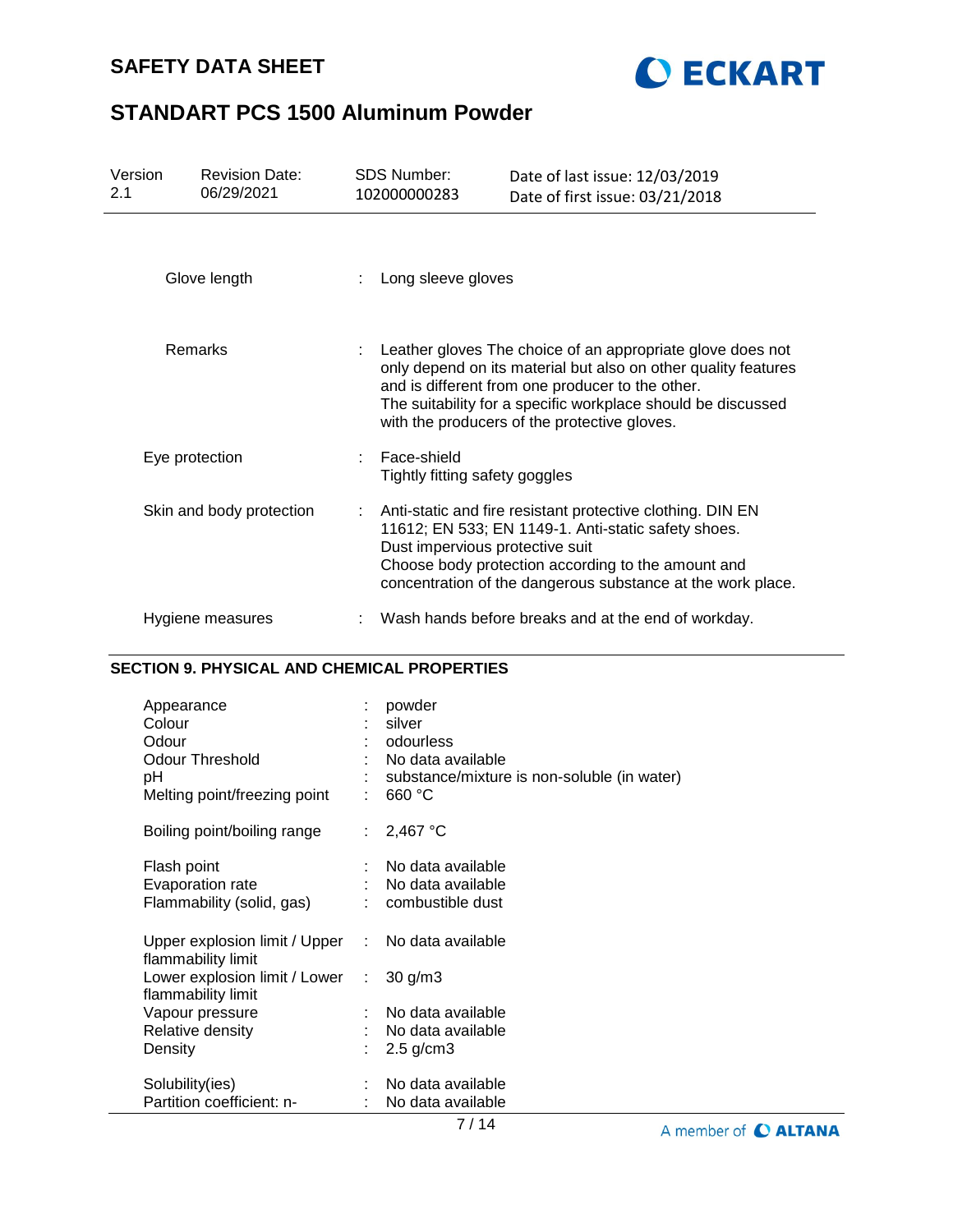| | | |
|---|---|---|
| Glove length | : | Long sleeve gloves |
| Remarks | : | Leather gloves The choice of an appropriate glove does not only depend on its material but also on other quality features and is different from one producer to the other. The suitability for a specific workplace should be discussed with the producers of the protective gloves. |
| Eye protection | : | Face-shield<br>Tightly fitting safety goggles |
| Skin and body protection | : | Anti-static and fire resistant protective clothing. DIN EN 11612; EN 533; EN 1149-1. Anti-static safety shoes.<br>Dust impervious protective suit<br>Choose body protection according to the amount and concentration of the dangerous substance at the work place. |
| Hygiene measures | : | Wash hands before breaks and at the end of workday. |

## SECTION 9. PHYSICAL AND CHEMICAL PROPERTIES

| | | |
|---|---|---|
| Appearance | : | powder |
| Colour | : | silver |
| Odour | : | odourless |
| Odour Threshold | : | No data available |
| pH | : | substance/mixture is non-soluble (in water) |
| Melting point/freezing point | : | 660 °C |
| Boiling point/boiling range | : | 2,467 °C |
| Flash point | : | No data available |
| Evaporation rate | : | No data available |
| Flammability (solid, gas) | : | combustible dust |
| Upper explosion limit / Upper flammability limit | : | No data available |
| Lower explosion limit / Lower flammability limit | : | 30 g/m3 |
| Vapour pressure | : | No data available |
| Relative density | : | No data available |
| Density | : | 2.5 g/cm3 |
| Solubility(ies) | : | No data available |
| Partition coefficient: n- | : | No data available |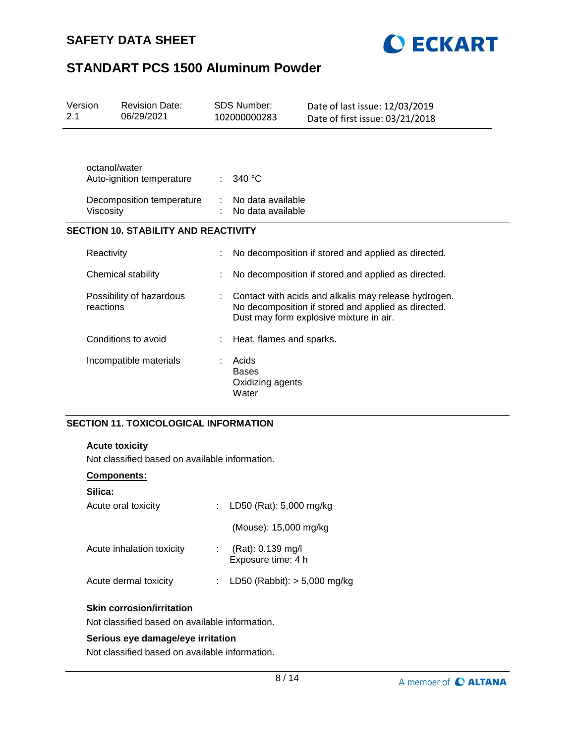| | | |
|---|---|---|
| octanol/water | | |
| Auto-ignition temperature | : | 340 °C |
| Decomposition temperature | : | No data available |
| Viscosity | : | No data available |

## SECTION 10. STABILITY AND REACTIVITY

| | | |
|---|---|---|
| Reactivity | : | No decomposition if stored and applied as directed. |
| Chemical stability | : | No decomposition if stored and applied as directed. |
| Possibility of hazardous reactions | : | Contact with acids and alkalis may release hydrogen.<br>No decomposition if stored and applied as directed.<br>Dust may form explosive mixture in air. |
| Conditions to avoid | : | Heat, flames and sparks. |
| Incompatible materials | : | Acids<br>Bases<br>Oxidizing agents<br>Water |

## SECTION 11. TOXICOLOGICAL INFORMATION

**Acute toxicity**

Not classified based on available information.

**Components:**

**Silica:**

| | | |
|---|---|---|
| Acute oral toxicity | : | LD50 (Rat): 5,000 mg/kg |
| | | (Mouse): 15,000 mg/kg |
| Acute inhalation toxicity | : | (Rat): 0.139 mg/l<br>Exposure time: 4 h |
| Acute dermal toxicity | : | LD50 (Rabbit): > 5,000 mg/kg |

**Skin corrosion/irritation**

Not classified based on available information.

**Serious eye damage/eye irritation**

Not classified based on available information.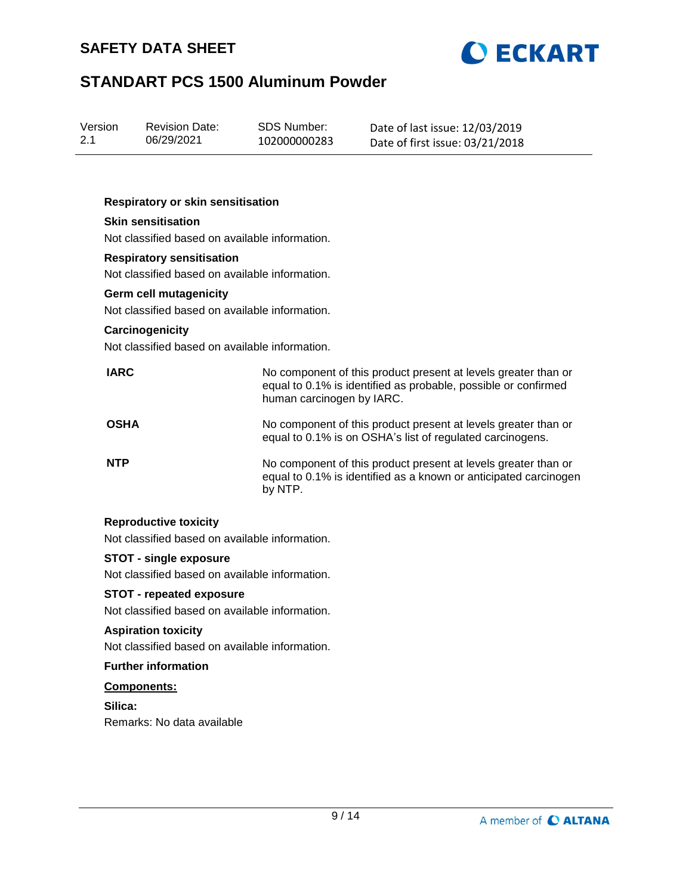**Respiratory or skin sensitisation**

**Skin sensitisation**

Not classified based on available information.

**Respiratory sensitisation**

Not classified based on available information.

**Germ cell mutagenicity**

Not classified based on available information.

**Carcinogenicity**

Not classified based on available information.

| | |
|---|---|
| **IARC** | No component of this product present at levels greater than or equal to 0.1% is identified as probable, possible or confirmed human carcinogen by IARC. |
| **OSHA** | No component of this product present at levels greater than or equal to 0.1% is on OSHA's list of regulated carcinogens. |
| **NTP** | No component of this product present at levels greater than or equal to 0.1% is identified as a known or anticipated carcinogen by NTP. |

**Reproductive toxicity**

Not classified based on available information.

**STOT - single exposure**

Not classified based on available information.

**STOT - repeated exposure**

Not classified based on available information.

**Aspiration toxicity**

Not classified based on available information.

**Further information**

**Components:**

**Silica:**

Remarks: No data available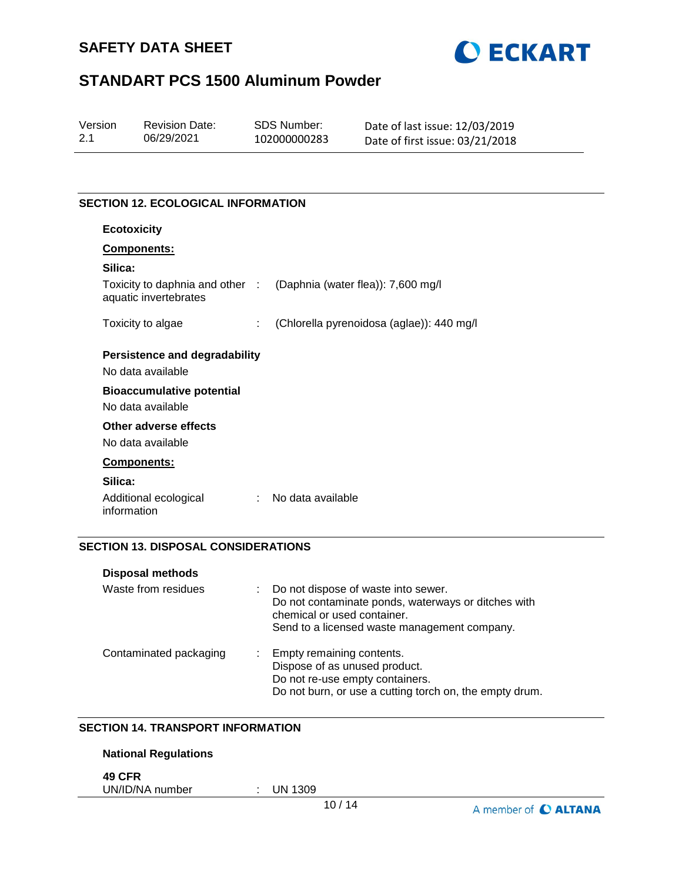## SECTION 12. ECOLOGICAL INFORMATION

### Ecotoxicity

**Components:**

**Silica:**

| | | |
|---|---|---|
| Toxicity to daphnia and other aquatic invertebrates | : | (Daphnia (water flea)): 7,600 mg/l |
| Toxicity to algae | : | (Chlorella pyrenoidosa (aglae)): 440 mg/l |

### Persistence and degradability

No data available

### Bioaccumulative potential

No data available

### Other adverse effects

No data available

**Components:**

**Silica:**

| | | |
|---|---|---|
| Additional ecological information | : | No data available |

## SECTION 13. DISPOSAL CONSIDERATIONS

### Disposal methods

| | | |
|---|---|---|
| Waste from residues | : | Do not dispose of waste into sewer.<br>Do not contaminate ponds, waterways or ditches with chemical or used container.<br>Send to a licensed waste management company. |
| Contaminated packaging | : | Empty remaining contents.<br>Dispose of as unused product.<br>Do not re-use empty containers.<br>Do not burn, or use a cutting torch on, the empty drum. |

## SECTION 14. TRANSPORT INFORMATION

### National Regulations

**49 CFR**

| | | |
|---|---|---|
| UN/ID/NA number | : | UN 1309 |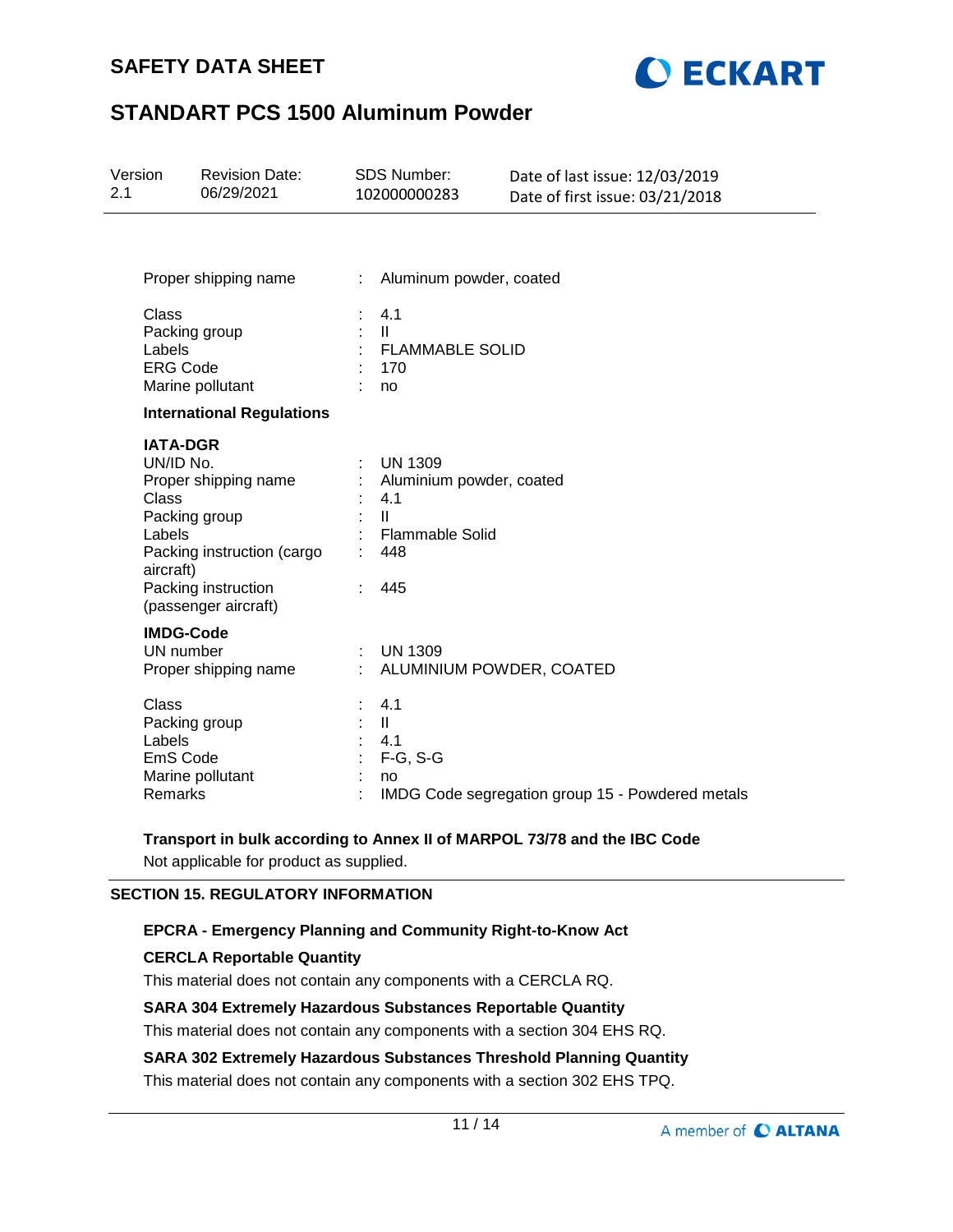Proper shipping name : Aluminum powder, coated

Class : 4.1
Packing group : II
Labels : FLAMMABLE SOLID
ERG Code : 170
Marine pollutant : no

**International Regulations**

**IATA-DGR**
UN/ID No. : UN 1309
Proper shipping name : Aluminium powder, coated
Class : 4.1
Packing group : II
Labels : Flammable Solid
Packing instruction (cargo aircraft) : 448
Packing instruction (passenger aircraft) : 445

**IMDG-Code**
UN number : UN 1309
Proper shipping name : ALUMINIUM POWDER, COATED

Class : 4.1
Packing group : II
Labels : 4.1
EmS Code : F-G, S-G
Marine pollutant : no
Remarks : IMDG Code segregation group 15 - Powdered metals

**Transport in bulk according to Annex II of MARPOL 73/78 and the IBC Code**

Not applicable for product as supplied.

## SECTION 15. REGULATORY INFORMATION

**EPCRA - Emergency Planning and Community Right-to-Know Act**

**CERCLA Reportable Quantity**

This material does not contain any components with a CERCLA RQ.

**SARA 304 Extremely Hazardous Substances Reportable Quantity**

This material does not contain any components with a section 304 EHS RQ.

**SARA 302 Extremely Hazardous Substances Threshold Planning Quantity**

This material does not contain any components with a section 302 EHS TPQ.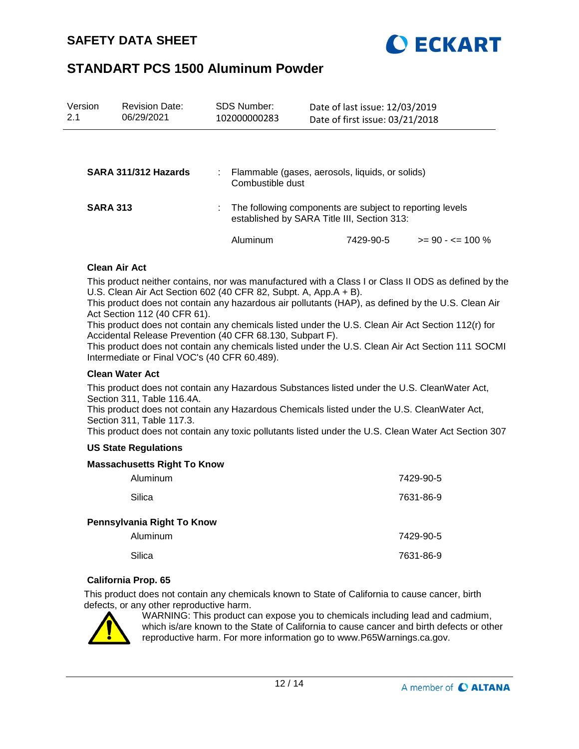| | | |
|---|---|---|
| **SARA 311/312 Hazards** | : | Flammable (gases, aerosols, liquids, or solids)<br>Combustible dust |
| **SARA 313** | : | The following components are subject to reporting levels established by SARA Title III, Section 313: |

| | | |
|---|---|---|
| Aluminum | 7429-90-5 | >= 90 - <= 100 % |

**Clean Air Act**

This product neither contains, nor was manufactured with a Class I or Class II ODS as defined by the U.S. Clean Air Act Section 602 (40 CFR 82, Subpt. A, App.A + B).
This product does not contain any hazardous air pollutants (HAP), as defined by the U.S. Clean Air Act Section 112 (40 CFR 61).
This product does not contain any chemicals listed under the U.S. Clean Air Act Section 112(r) for Accidental Release Prevention (40 CFR 68.130, Subpart F).
This product does not contain any chemicals listed under the U.S. Clean Air Act Section 111 SOCMI Intermediate or Final VOC's (40 CFR 60.489).

**Clean Water Act**

This product does not contain any Hazardous Substances listed under the U.S. CleanWater Act, Section 311, Table 116.4A.
This product does not contain any Hazardous Chemicals listed under the U.S. CleanWater Act, Section 311, Table 117.3.
This product does not contain any toxic pollutants listed under the U.S. Clean Water Act Section 307

**US State Regulations**

**Massachusetts Right To Know**

| | |
|---|---|
| Aluminum | 7429-90-5 |
| Silica | 7631-86-9 |

**Pennsylvania Right To Know**

| | |
|---|---|
| Aluminum | 7429-90-5 |
| Silica | 7631-86-9 |

**California Prop. 65**

This product does not contain any chemicals known to State of California to cause cancer, birth defects, or any other reproductive harm.

WARNING: This product can expose you to chemicals including lead and cadmium, which is/are known to the State of California to cause cancer and birth defects or other reproductive harm. For more information go to www.P65Warnings.ca.gov.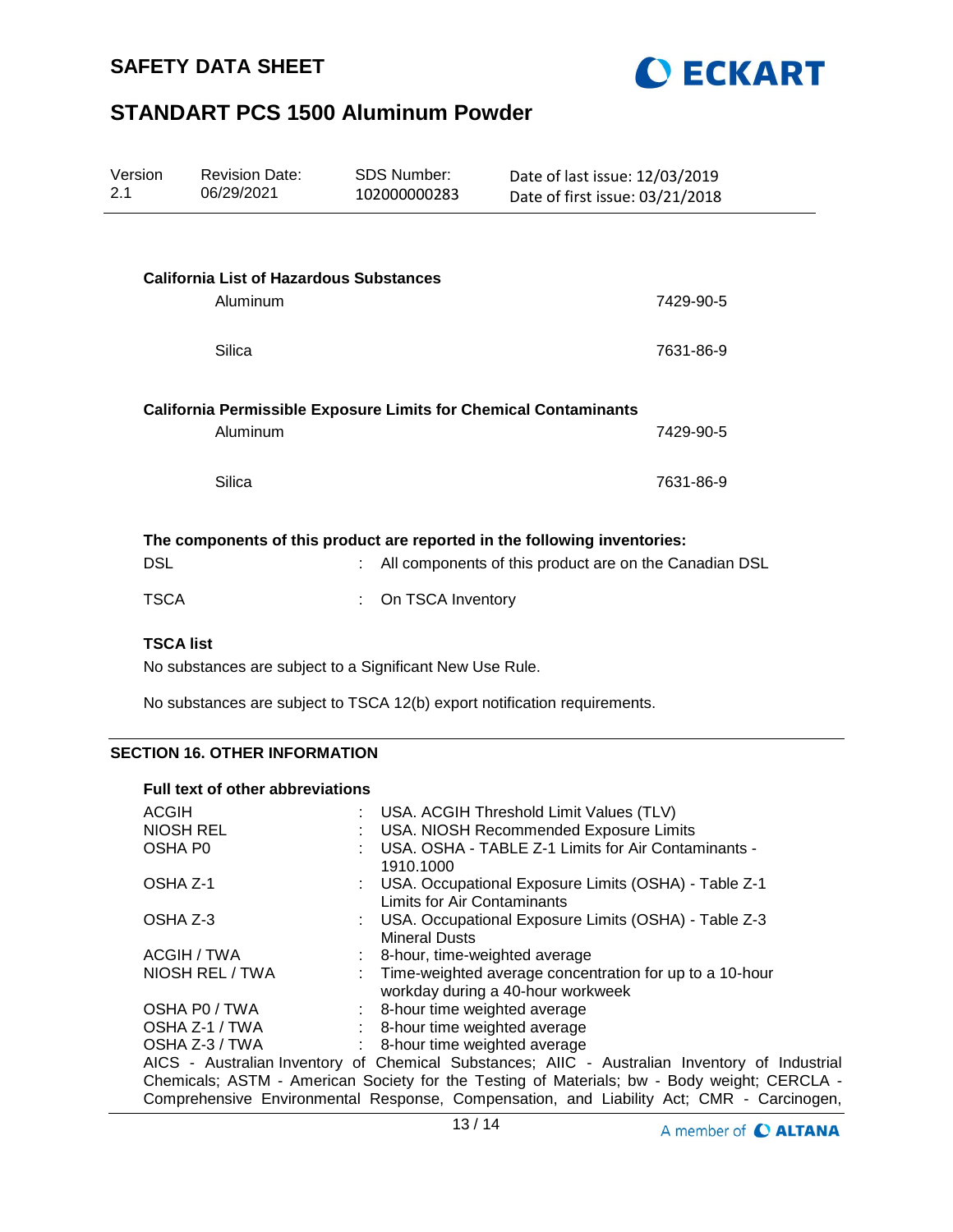**California List of Hazardous Substances**

| | |
|---|---|
| Aluminum | 7429-90-5 |
| Silica | 7631-86-9 |

**California Permissible Exposure Limits for Chemical Contaminants**

| | |
|---|---|
| Aluminum | 7429-90-5 |
| Silica | 7631-86-9 |

**The components of this product are reported in the following inventories:**

DSL : All components of this product are on the Canadian DSL

TSCA : On TSCA Inventory

**TSCA list**

No substances are subject to a Significant New Use Rule.

No substances are subject to TSCA 12(b) export notification requirements.

## SECTION 16. OTHER INFORMATION

**Full text of other abbreviations**

| | |
|---|---|
| ACGIH | : USA. ACGIH Threshold Limit Values (TLV) |
| NIOSH REL | : USA. NIOSH Recommended Exposure Limits |
| OSHA P0 | : USA. OSHA - TABLE Z-1 Limits for Air Contaminants - 1910.1000 |
| OSHA Z-1 | : USA. Occupational Exposure Limits (OSHA) - Table Z-1 Limits for Air Contaminants |
| OSHA Z-3 | : USA. Occupational Exposure Limits (OSHA) - Table Z-3 Mineral Dusts |
| ACGIH / TWA | : 8-hour, time-weighted average |
| NIOSH REL / TWA | : Time-weighted average concentration for up to a 10-hour workday during a 40-hour workweek |
| OSHA P0 / TWA | : 8-hour time weighted average |
| OSHA Z-1 / TWA | : 8-hour time weighted average |
| OSHA Z-3 / TWA | : 8-hour time weighted average |

AICS - Australian Inventory of Chemical Substances; AIIC - Australian Inventory of Industrial Chemicals; ASTM - American Society for the Testing of Materials; bw - Body weight; CERCLA - Comprehensive Environmental Response, Compensation, and Liability Act; CMR - Carcinogen,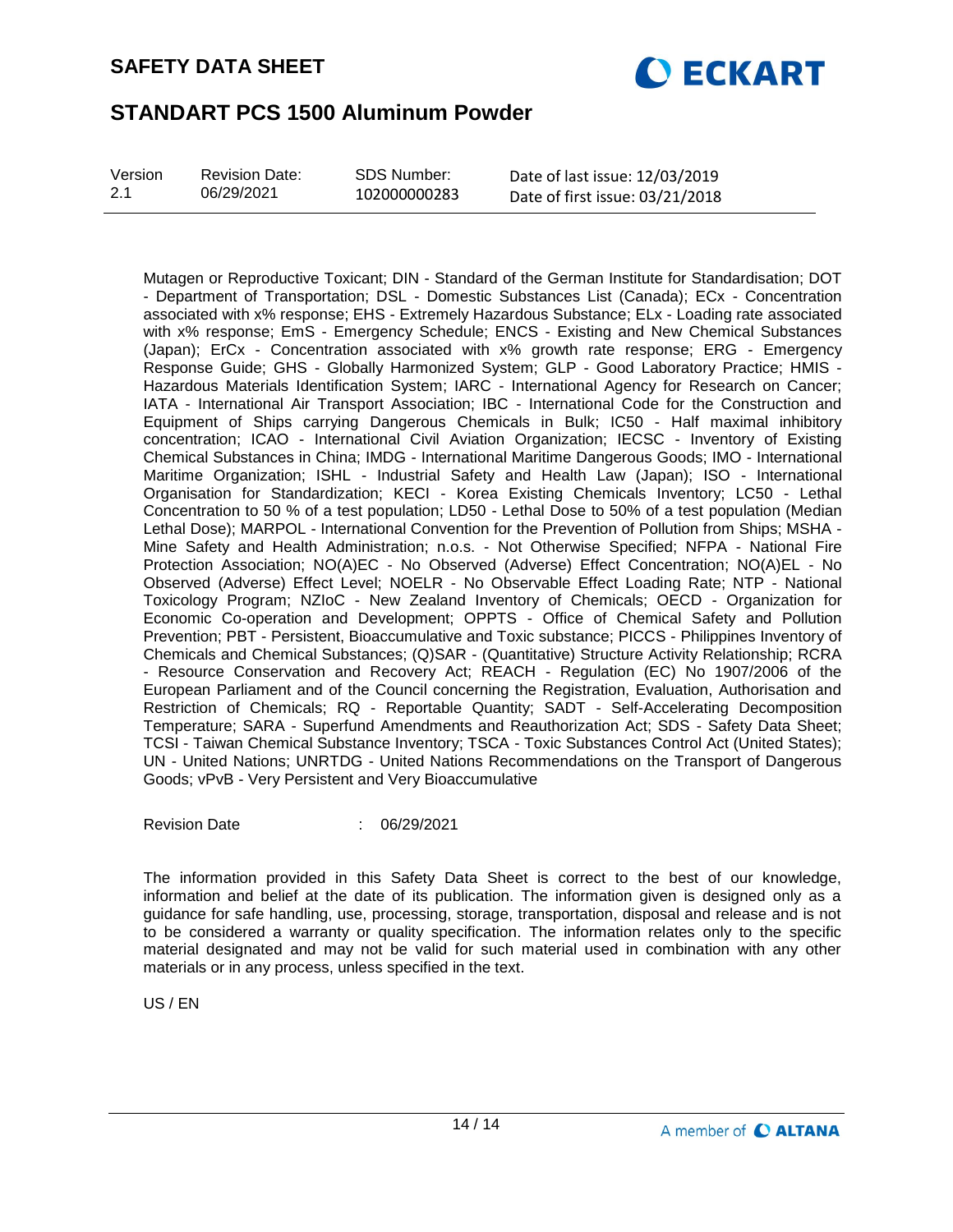Mutagen or Reproductive Toxicant; DIN - Standard of the German Institute for Standardisation; DOT - Department of Transportation; DSL - Domestic Substances List (Canada); ECx - Concentration associated with x% response; EHS - Extremely Hazardous Substance; ELx - Loading rate associated with x% response; EmS - Emergency Schedule; ENCS - Existing and New Chemical Substances (Japan); ErCx - Concentration associated with x% growth rate response; ERG - Emergency Response Guide; GHS - Globally Harmonized System; GLP - Good Laboratory Practice; HMIS - Hazardous Materials Identification System; IARC - International Agency for Research on Cancer; IATA - International Air Transport Association; IBC - International Code for the Construction and Equipment of Ships carrying Dangerous Chemicals in Bulk; IC50 - Half maximal inhibitory concentration; ICAO - International Civil Aviation Organization; IECSC - Inventory of Existing Chemical Substances in China; IMDG - International Maritime Dangerous Goods; IMO - International Maritime Organization; ISHL - Industrial Safety and Health Law (Japan); ISO - International Organisation for Standardization; KECI - Korea Existing Chemicals Inventory; LC50 - Lethal Concentration to 50 % of a test population; LD50 - Lethal Dose to 50% of a test population (Median Lethal Dose); MARPOL - International Convention for the Prevention of Pollution from Ships; MSHA - Mine Safety and Health Administration; n.o.s. - Not Otherwise Specified; NFPA - National Fire Protection Association; NO(A)EC - No Observed (Adverse) Effect Concentration; NO(A)EL - No Observed (Adverse) Effect Level; NOELR - No Observable Effect Loading Rate; NTP - National Toxicology Program; NZIoC - New Zealand Inventory of Chemicals; OECD - Organization for Economic Co-operation and Development; OPPTS - Office of Chemical Safety and Pollution Prevention; PBT - Persistent, Bioaccumulative and Toxic substance; PICCS - Philippines Inventory of Chemicals and Chemical Substances; (Q)SAR - (Quantitative) Structure Activity Relationship; RCRA - Resource Conservation and Recovery Act; REACH - Regulation (EC) No 1907/2006 of the European Parliament and of the Council concerning the Registration, Evaluation, Authorisation and Restriction of Chemicals; RQ - Reportable Quantity; SADT - Self-Accelerating Decomposition Temperature; SARA - Superfund Amendments and Reauthorization Act; SDS - Safety Data Sheet; TCSI - Taiwan Chemical Substance Inventory; TSCA - Toxic Substances Control Act (United States); UN - United Nations; UNRTDG - United Nations Recommendations on the Transport of Dangerous Goods; vPvB - Very Persistent and Very Bioaccumulative

Revision Date : 06/29/2021

The information provided in this Safety Data Sheet is correct to the best of our knowledge, information and belief at the date of its publication. The information given is designed only as a guidance for safe handling, use, processing, storage, transportation, disposal and release and is not to be considered a warranty or quality specification. The information relates only to the specific material designated and may not be valid for such material used in combination with any other materials or in any process, unless specified in the text.

US / EN